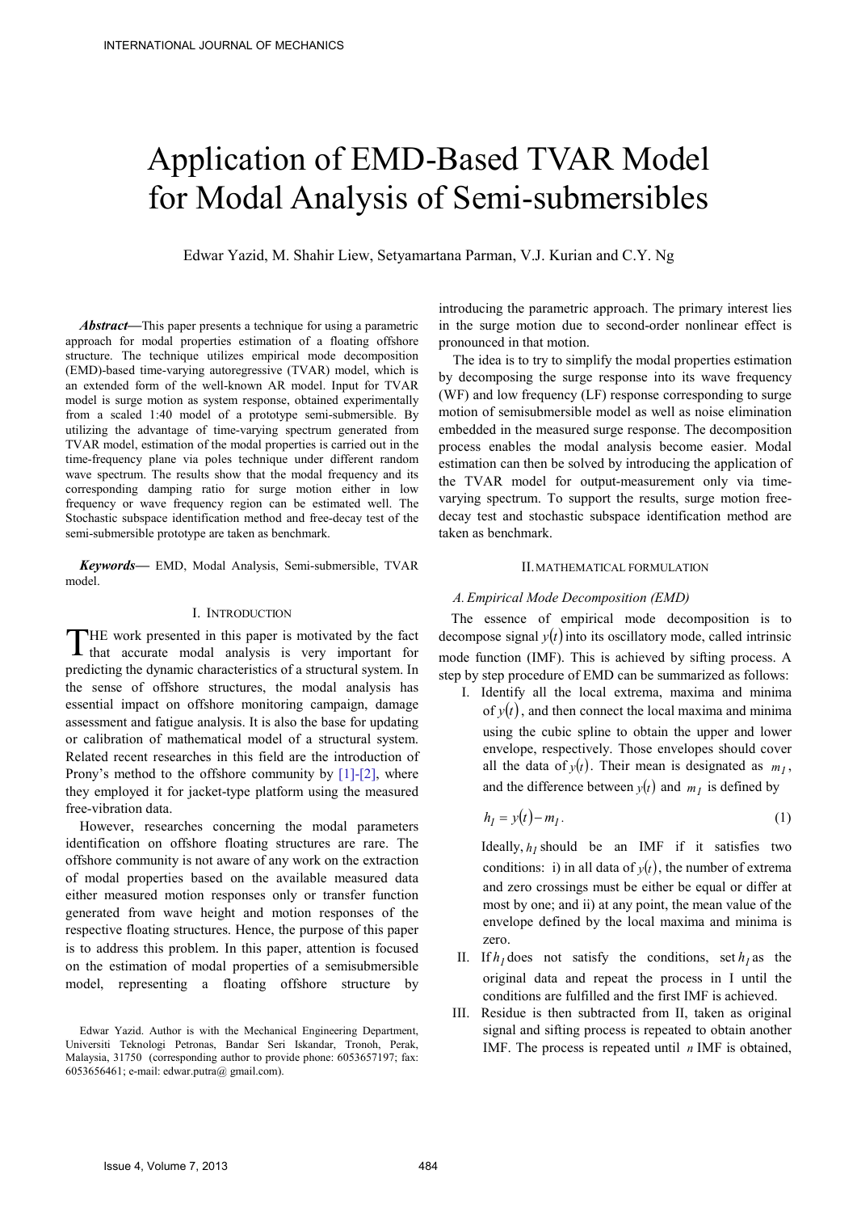# Application of EMD-Based TVAR Model for Modal Analysis of Semi-submersibles

Edwar Yazid, M. Shahir Liew, Setyamartana Parman, V.J. Kurian and C.Y. Ng

***Abstract*****—**This paper presents a technique for using a parametric approach for modal properties estimation of a floating offshore structure. The technique utilizes empirical mode decomposition (EMD)-based time-varying autoregressive (TVAR) model, which is an extended form of the well-known AR model. Input for TVAR model is surge motion as system response, obtained experimentally from a scaled 1:40 model of a prototype semi-submersible. By utilizing the advantage of time-varying spectrum generated from TVAR model, estimation of the modal properties is carried out in the time-frequency plane via poles technique under different random wave spectrum. The results show that the modal frequency and its corresponding damping ratio for surge motion either in low frequency or wave frequency region can be estimated well. The Stochastic subspace identification method and free-decay test of the semi-submersible prototype are taken as benchmark.

***Keywords*****—** EMD, Modal Analysis, Semi-submersible, TVAR model.

## I. Introduction

THE work presented in this paper is motivated by the fact that accurate modal analysis is very important for predicting the dynamic characteristics of a structural system. In the sense of offshore structures, the modal analysis has essential impact on offshore monitoring campaign, damage assessment and fatigue analysis. It is also the base for updating or calibration of mathematical model of a structural system. Related recent researches in this field are the introduction of Prony's method to the offshore community by [1]-[2], where they employed it for jacket-type platform using the measured free-vibration data.

However, researches concerning the modal parameters identification on offshore floating structures are rare. The offshore community is not aware of any work on the extraction of modal properties based on the available measured data either measured motion responses only or transfer function generated from wave height and motion responses of the respective floating structures. Hence, the purpose of this paper is to address this problem. In this paper, attention is focused on the estimation of modal properties of a semisubmersible model, representing a floating offshore structure by introducing the parametric approach. The primary interest lies in the surge motion due to second-order nonlinear effect is pronounced in that motion.

The idea is to try to simplify the modal properties estimation by decomposing the surge response into its wave frequency (WF) and low frequency (LF) response corresponding to surge motion of semisubmersible model as well as noise elimination embedded in the measured surge response. The decomposition process enables the modal analysis become easier. Modal estimation can then be solved by introducing the application of the TVAR model for output-measurement only via time-varying spectrum. To support the results, surge motion free-decay test and stochastic subspace identification method are taken as benchmark.

## II. Mathematical Formulation

### A. Empirical Mode Decomposition (EMD)

The essence of empirical mode decomposition is to decompose signal $y(t)$ into its oscillatory mode, called intrinsic mode function (IMF). This is achieved by sifting process. A step by step procedure of EMD can be summarized as follows:

I. Identify all the local extrema, maxima and minima of $y(t)$, and then connect the local maxima and minima using the cubic spline to obtain the upper and lower envelope, respectively. Those envelopes should cover all the data of $y(t)$. Their mean is designated as $m_1$, and the difference between $y(t)$ and $m_1$ is defined by

$$h_1 = y(t) - m_1 . \tag{1}$$

Ideally, $h_1$ should be an IMF if it satisfies two conditions: i) in all data of $y(t)$, the number of extrema and zero crossings must be either be equal or differ at most by one; and ii) at any point, the mean value of the envelope defined by the local maxima and minima is zero.

II. If $h_1$ does not satisfy the conditions, set $h_1$ as the original data and repeat the process in I until the conditions are fulfilled and the first IMF is achieved.

III. Residue is then subtracted from II, taken as original signal and sifting process is repeated to obtain another IMF. The process is repeated until $n$ IMF is obtained,

Edwar Yazid. Author is with the Mechanical Engineering Department, Universiti Teknologi Petronas, Bandar Seri Iskandar, Tronoh, Perak, Malaysia, 31750 (corresponding author to provide phone: 6053657197; fax: 6053656461; e-mail: edwar.putra@ gmail.com).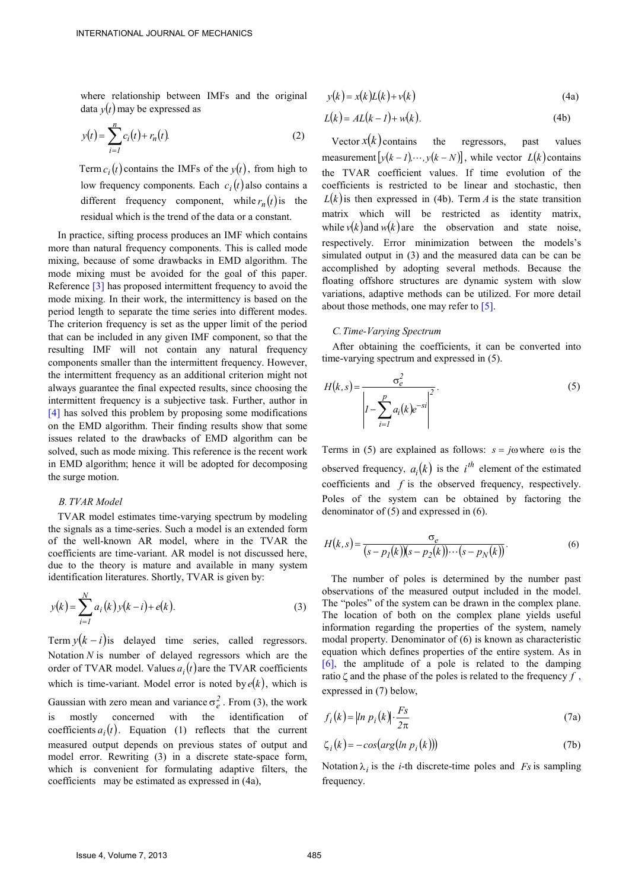where relationship between IMFs and the original data $y(t)$ may be expressed as

$$y(t)=\sum_{i=1}^{n}c_i(t)+r_n(t). \tag{2}$$

Term $c_i(t)$ contains the IMFs of the $y(t)$, from high to low frequency components. Each $c_i(t)$ also contains a different frequency component, while $r_n(t)$ is the residual which is the trend of the data or a constant.

In practice, sifting process produces an IMF which contains more than natural frequency components. This is called mode mixing, because of some drawbacks in EMD algorithm. The mode mixing must be avoided for the goal of this paper. Reference [3] has proposed intermittent frequency to avoid the mode mixing. In their work, the intermittency is based on the period length to separate the time series into different modes. The criterion frequency is set as the upper limit of the period that can be included in any given IMF component, so that the resulting IMF will not contain any natural frequency components smaller than the intermittent frequency. However, the intermittent frequency as an additional criterion might not always guarantee the final expected results, since choosing the intermittent frequency is a subjective task. Further, author in [4] has solved this problem by proposing some modifications on the EMD algorithm. Their finding results show that some issues related to the drawbacks of EMD algorithm can be solved, such as mode mixing. This reference is the recent work in EMD algorithm; hence it will be adopted for decomposing the surge motion.

### *B. TVAR Model*

TVAR model estimates time-varying spectrum by modeling the signals as a time-series. Such a model is an extended form of the well-known AR model, where in the TVAR the coefficients are time-variant. AR model is not discussed here, due to the theory is mature and available in many system identification literatures. Shortly, TVAR is given by:

$$y(k)=\sum_{i=1}^{N}a_i(k)\,y(k-i)+e(k). \tag{3}$$

Term $y(k-i)$ is delayed time series, called regressors. Notation $N$ is number of delayed regressors which are the order of TVAR model. Values $a_i(t)$ are the TVAR coefficients which is time-variant. Model error is noted by $e(k)$, which is Gaussian with zero mean and variance $\sigma_e^2$. From (3), the work is mostly concerned with the identification of coefficients $a_i(t)$. Equation (1) reflects that the current measured output depends on previous states of output and model error. Rewriting (3) in a discrete state-space form, which is convenient for formulating adaptive filters, the coefficients may be estimated as expressed in (4a),

$$y(k)=x(k)L(k)+v(k) \tag{4a}$$

$$L(k)=AL(k-1)+w(k). \tag{4b}$$

Vector $x(k)$ contains the regressors, past values measurement $[y(k-1),\cdots,y(k-N)]$, while vector $L(k)$ contains the TVAR coefficient values. If time evolution of the coefficients is restricted to be linear and stochastic, then $L(k)$ is then expressed in (4b). Term $A$ is the state transition matrix which will be restricted as identity matrix, while $v(k)$ and $w(k)$ are the observation and state noise, respectively. Error minimization between the models's simulated output in (3) and the measured data can be can be accomplished by adopting several methods. Because the floating offshore structures are dynamic system with slow variations, adaptive methods can be utilized. For more detail about those methods, one may refer to [5].

### *C. Time-Varying Spectrum*

After obtaining the coefficients, it can be converted into time-varying spectrum and expressed in (5).

$$H(k,s)=\frac{\sigma_e^2}{\left|1-\sum_{i=1}^{p}a_i(k)e^{-si}\right|^2}. \tag{5}$$

Terms in (5) are explained as follows: $s=j\omega$ where $\omega$ is the observed frequency, $a_i(k)$ is the $i^{th}$ element of the estimated coefficients and $f$ is the observed frequency, respectively. Poles of the system can be obtained by factoring the denominator of (5) and expressed in (6).

$$H(k,s)=\frac{\sigma_e}{(s-p_1(k))(s-p_2(k))\cdots(s-p_N(k))}. \tag{6}$$

The number of poles is determined by the number past observations of the measured output included in the model. The "poles" of the system can be drawn in the complex plane. The location of both on the complex plane yields useful information regarding the properties of the system, namely modal property. Denominator of (6) is known as characteristic equation which defines properties of the entire system. As in [6], the amplitude of a pole is related to the damping ratio $\zeta$ and the phase of the poles is related to the frequency $f$, expressed in (7) below,

$$f_i(k)=\left|\ln p_i(k)\right|\cdot\frac{Fs}{2\pi} \tag{7a}$$

$$\zeta_i(k)=-\cos(\arg(\ln p_i(k))) \tag{7b}$$

Notation $\lambda_i$ is the *i*-th discrete-time poles and $Fs$ is sampling frequency.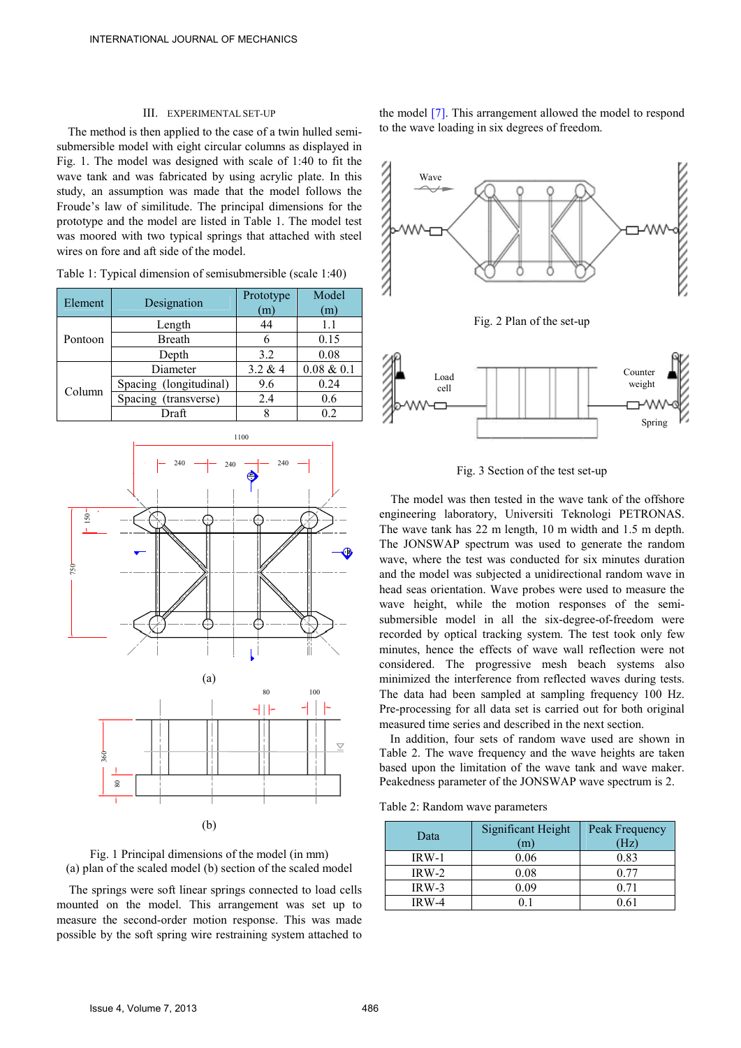## III. EXPERIMENTAL SET-UP

The method is then applied to the case of a twin hulled semi-submersible model with eight circular columns as displayed in Fig. 1. The model was designed with scale of 1:40 to fit the wave tank and was fabricated by using acrylic plate. In this study, an assumption was made that the model follows the Froude's law of similitude. The principal dimensions for the prototype and the model are listed in Table 1. The model test was moored with two typical springs that attached with steel wires on fore and aft side of the model.

Table 1: Typical dimension of semisubmersible (scale 1:40)

| Element | Designation | Prototype (m) | Model (m) |
|---|---|---|---|
| Pontoon | Length | 44 | 1.1 |
| | Breath | 6 | 0.15 |
| | Depth | 3.2 | 0.08 |
| Column | Diameter | 3.2 & 4 | 0.08 & 0.1 |
| | Spacing (longitudinal) | 9.6 | 0.24 |
| | Spacing (transverse) | 2.4 | 0.6 |
| | Draft | 8 | 0.2 |

(a)

(b)

Fig. 1 Principal dimensions of the model (in mm)
(a) plan of the scaled model (b) section of the scaled model

The springs were soft linear springs connected to load cells mounted on the model. This arrangement was set up to measure the second-order motion response. This was made possible by the soft spring wire restraining system attached to the model [7]. This arrangement allowed the model to respond to the wave loading in six degrees of freedom.

Fig. 2 Plan of the set-up

Fig. 3 Section of the test set-up

The model was then tested in the wave tank of the offshore engineering laboratory, Universiti Teknologi PETRONAS. The wave tank has 22 m length, 10 m width and 1.5 m depth. The JONSWAP spectrum was used to generate the random wave, where the test was conducted for six minutes duration and the model was subjected a unidirectional random wave in head seas orientation. Wave probes were used to measure the wave height, while the motion responses of the semi-submersible model in all the six-degree-of-freedom were recorded by optical tracking system. The test took only few minutes, hence the effects of wave wall reflection were not considered. The progressive mesh beach systems also minimized the interference from reflected waves during tests. The data had been sampled at sampling frequency 100 Hz. Pre-processing for all data set is carried out for both original measured time series and described in the next section.

In addition, four sets of random wave used are shown in Table 2. The wave frequency and the wave heights are taken based upon the limitation of the wave tank and wave maker. Peakedness parameter of the JONSWAP wave spectrum is 2.

Table 2: Random wave parameters

| Data | Significant Height (m) | Peak Frequency (Hz) |
|---|---|---|
| IRW-1 | 0.06 | 0.83 |
| IRW-2 | 0.08 | 0.77 |
| IRW-3 | 0.09 | 0.71 |
| IRW-4 | 0.1 | 0.61 |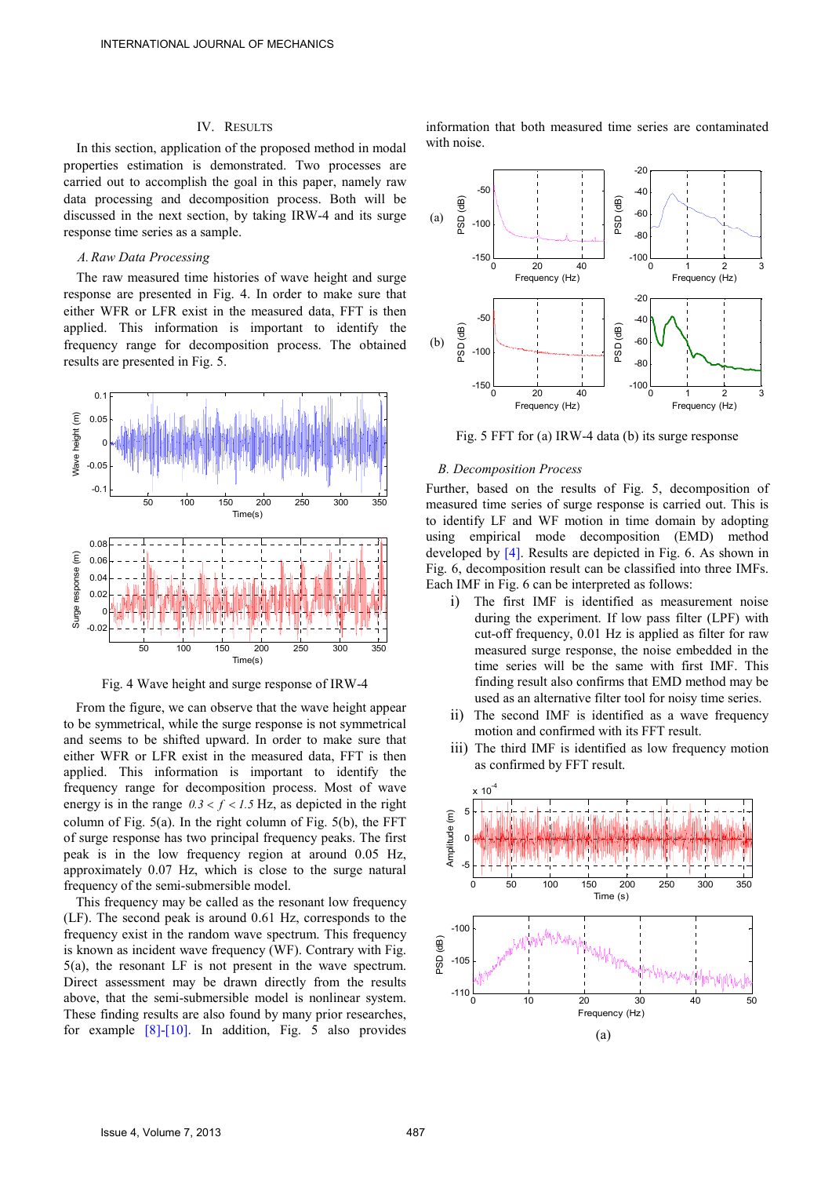## IV. RESULTS

In this section, application of the proposed method in modal properties estimation is demonstrated. Two processes are carried out to accomplish the goal in this paper, namely raw data processing and decomposition process. Both will be discussed in the next section, by taking IRW-4 and its surge response time series as a sample.

### A. Raw Data Processing

The raw measured time histories of wave height and surge response are presented in Fig. 4. In order to make sure that either WFR or LFR exist in the measured data, FFT is then applied. This information is important to identify the frequency range for decomposition process. The obtained results are presented in Fig. 5.

Fig. 4 Wave height and surge response of IRW-4

From the figure, we can observe that the wave height appear to be symmetrical, while the surge response is not symmetrical and seems to be shifted upward. In order to make sure that either WFR or LFR exist in the measured data, FFT is then applied. This information is important to identify the frequency range for decomposition process. Most of wave energy is in the range $0.3 < f < 1.5$ Hz, as depicted in the right column of Fig. 5(a). In the right column of Fig. 5(b), the FFT of surge response has two principal frequency peaks. The first peak is in the low frequency region at around 0.05 Hz, approximately 0.07 Hz, which is close to the surge natural frequency of the semi-submersible model.

This frequency may be called as the resonant low frequency (LF). The second peak is around 0.61 Hz, corresponds to the frequency exist in the random wave spectrum. This frequency is known as incident wave frequency (WF). Contrary with Fig. 5(a), the resonant LF is not present in the wave spectrum. Direct assessment may be drawn directly from the results above, that the semi-submersible model is nonlinear system. These finding results are also found by many prior researches, for example [8]-[10]. In addition, Fig. 5 also provides information that both measured time series are contaminated with noise.

Fig. 5 FFT for (a) IRW-4 data (b) its surge response

### B. Decomposition Process

Further, based on the results of Fig. 5, decomposition of measured time series of surge response is carried out. This is to identify LF and WF motion in time domain by adopting using empirical mode decomposition (EMD) method developed by [4]. Results are depicted in Fig. 6. As shown in Fig. 6, decomposition result can be classified into three IMFs. Each IMF in Fig. 6 can be interpreted as follows:

i) The first IMF is identified as measurement noise during the experiment. If low pass filter (LPF) with cut-off frequency, 0.01 Hz is applied as filter for raw measured surge response, the noise embedded in the time series will be the same with first IMF. This finding result also confirms that EMD method may be used as an alternative filter tool for noisy time series.

ii) The second IMF is identified as a wave frequency motion and confirmed with its FFT result.

iii) The third IMF is identified as low frequency motion as confirmed by FFT result.

(a)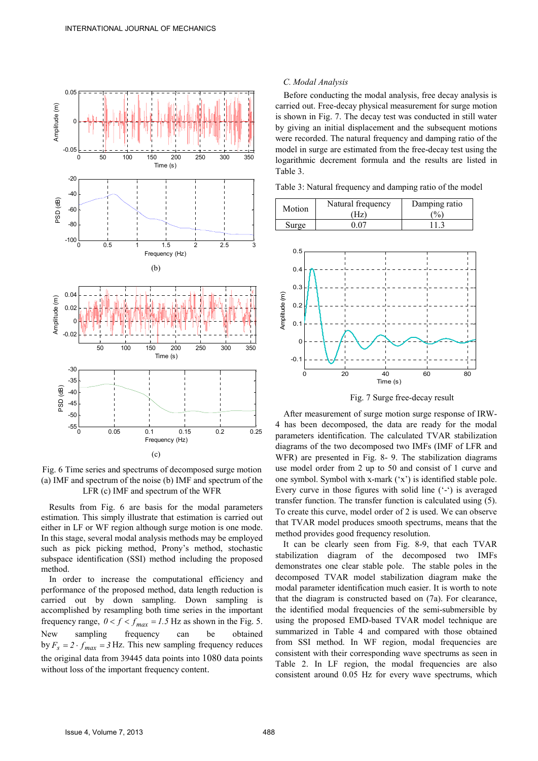Fig. 6 Time series and spectrums of decomposed surge motion (a) IMF and spectrum of the noise (b) IMF and spectrum of the LFR (c) IMF and spectrum of the WFR

Results from Fig. 6 are basis for the modal parameters estimation. This simply illustrate that estimation is carried out either in LF or WF region although surge motion is one mode. In this stage, several modal analysis methods may be employed such as pick picking method, Prony's method, stochastic subspace identification (SSI) method including the proposed method.

In order to increase the computational efficiency and performance of the proposed method, data length reduction is carried out by down sampling. Down sampling is accomplished by resampling both time series in the important frequency range, $0 < f < f_{max} = 1.5$ Hz as shown in the Fig. 5. New sampling frequency can be obtained by $F_s = 2 \cdot f_{max} = 3$ Hz. This new sampling frequency reduces the original data from 39445 data points into 1080 data points without loss of the important frequency content.

### C. Modal Analysis

Before conducting the modal analysis, free decay analysis is carried out. Free-decay physical measurement for surge motion is shown in Fig. 7. The decay test was conducted in still water by giving an initial displacement and the subsequent motions were recorded. The natural frequency and damping ratio of the model in surge are estimated from the free-decay test using the logarithmic decrement formula and the results are listed in Table 3.

Table 3: Natural frequency and damping ratio of the model

| Motion | Natural frequency (Hz) | Damping ratio (%) |
|---|---|---|
| Surge | 0.07 | 11.3 |

Fig. 7 Surge free-decay result

After measurement of surge motion surge response of IRW-4 has been decomposed, the data are ready for the modal parameters identification. The calculated TVAR stabilization diagrams of the two decomposed two IMFs (IMF of LFR and WFR) are presented in Fig. 8- 9. The stabilization diagrams use model order from 2 up to 50 and consist of 1 curve and one symbol. Symbol with x-mark ('x') is identified stable pole. Every curve in those figures with solid line ('-') is averaged transfer function. The transfer function is calculated using (5). To create this curve, model order of 2 is used. We can observe that TVAR model produces smooth spectrums, means that the method provides good frequency resolution.

It can be clearly seen from Fig. 8-9, that each TVAR stabilization diagram of the decomposed two IMFs demonstrates one clear stable pole. The stable poles in the decomposed TVAR model stabilization diagram make the modal parameter identification much easier. It is worth to note that the diagram is constructed based on (7a). For clearance, the identified modal frequencies of the semi-submersible by using the proposed EMD-based TVAR model technique are summarized in Table 4 and compared with those obtained from SSI method. In WF region, modal frequencies are consistent with their corresponding wave spectrums as seen in Table 2. In LF region, the modal frequencies are also consistent around 0.05 Hz for every wave spectrums, which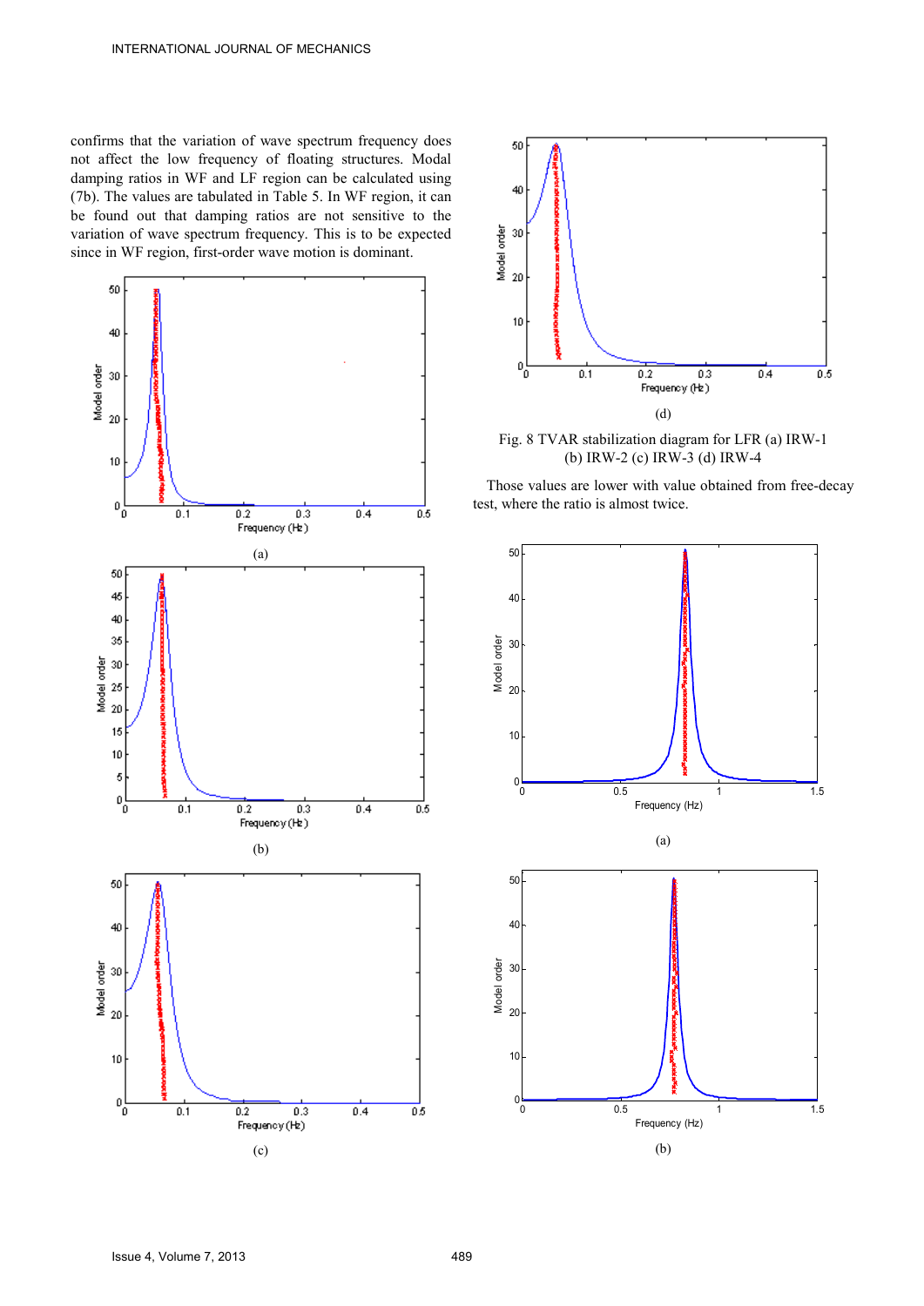confirms that the variation of wave spectrum frequency does not affect the low frequency of floating structures. Modal damping ratios in WF and LF region can be calculated using (7b). The values are tabulated in Table 5. In WF region, it can be found out that damping ratios are not sensitive to the variation of wave spectrum frequency. This is to be expected since in WF region, first-order wave motion is dominant.

(a)

(b)

(c)

(d)

Fig. 8 TVAR stabilization diagram for LFR (a) IRW-1 (b) IRW-2 (c) IRW-3 (d) IRW-4

Those values are lower with value obtained from free-decay test, where the ratio is almost twice.

(a)

(b)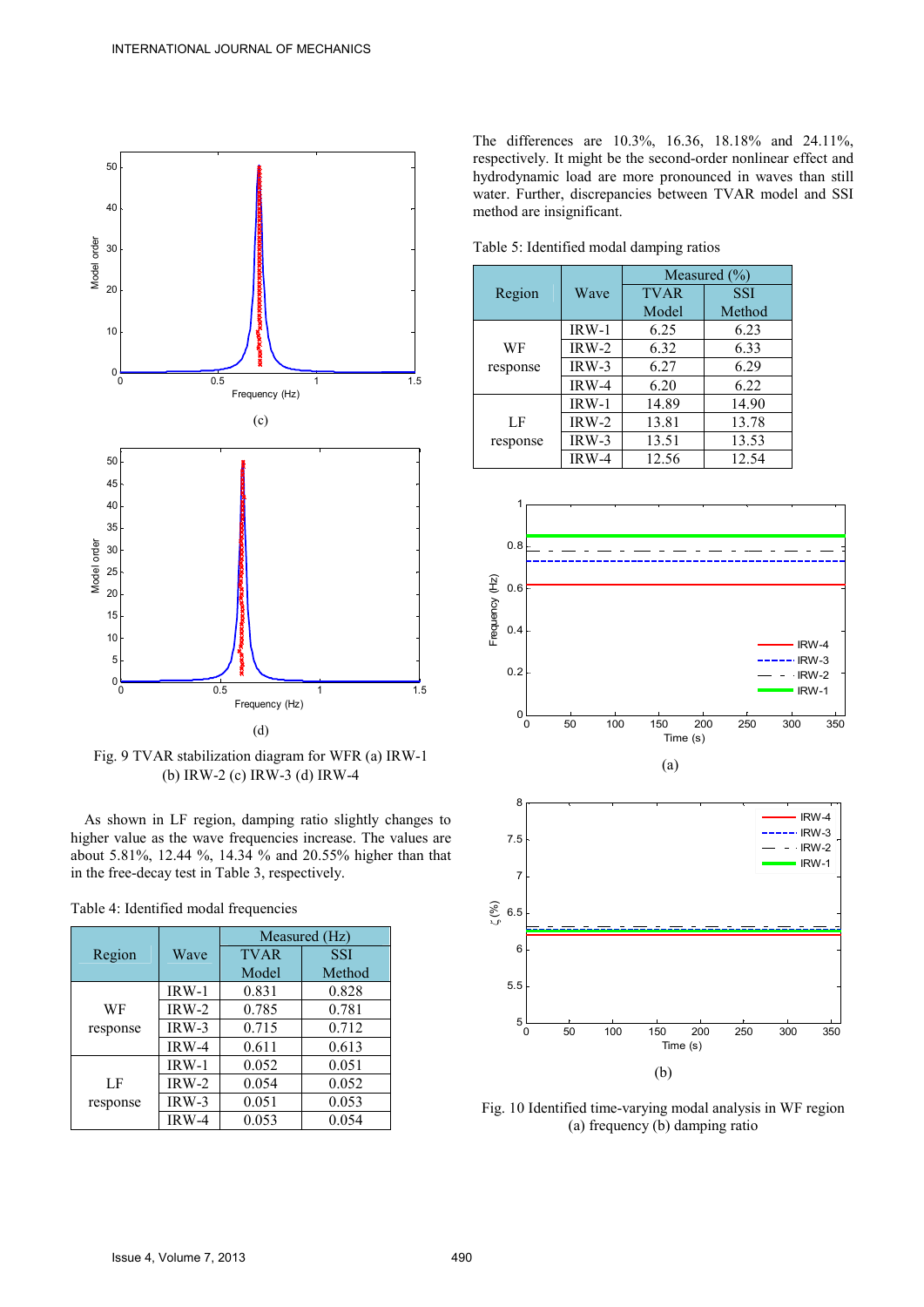Fig. 9 TVAR stabilization diagram for WFR (a) IRW-1 (b) IRW-2 (c) IRW-3 (d) IRW-4

As shown in LF region, damping ratio slightly changes to higher value as the wave frequencies increase. The values are about 5.81%, 12.44 %, 14.34 % and 20.55% higher than that in the free-decay test in Table 3, respectively.

Table 4: Identified modal frequencies

| Region | Wave | Measured (Hz) | |
|---|---|---|---|
| | | TVAR Model | SSI Method |
| WF response | IRW-1 | 0.831 | 0.828 |
| | IRW-2 | 0.785 | 0.781 |
| | IRW-3 | 0.715 | 0.712 |
| | IRW-4 | 0.611 | 0.613 |
| LF response | IRW-1 | 0.052 | 0.051 |
| | IRW-2 | 0.054 | 0.052 |
| | IRW-3 | 0.051 | 0.053 |
| | IRW-4 | 0.053 | 0.054 |

The differences are 10.3%, 16.36, 18.18% and 24.11%, respectively. It might be the second-order nonlinear effect and hydrodynamic load are more pronounced in waves than still water. Further, discrepancies between TVAR model and SSI method are insignificant.

Table 5: Identified modal damping ratios

| Region | Wave | Measured (%) | |
|---|---|---|---|
| | | TVAR Model | SSI Method |
| WF response | IRW-1 | 6.25 | 6.23 |
| | IRW-2 | 6.32 | 6.33 |
| | IRW-3 | 6.27 | 6.29 |
| | IRW-4 | 6.20 | 6.22 |
| LF response | IRW-1 | 14.89 | 14.90 |
| | IRW-2 | 13.81 | 13.78 |
| | IRW-3 | 13.51 | 13.53 |
| | IRW-4 | 12.56 | 12.54 |

Fig. 10 Identified time-varying modal analysis in WF region (a) frequency (b) damping ratio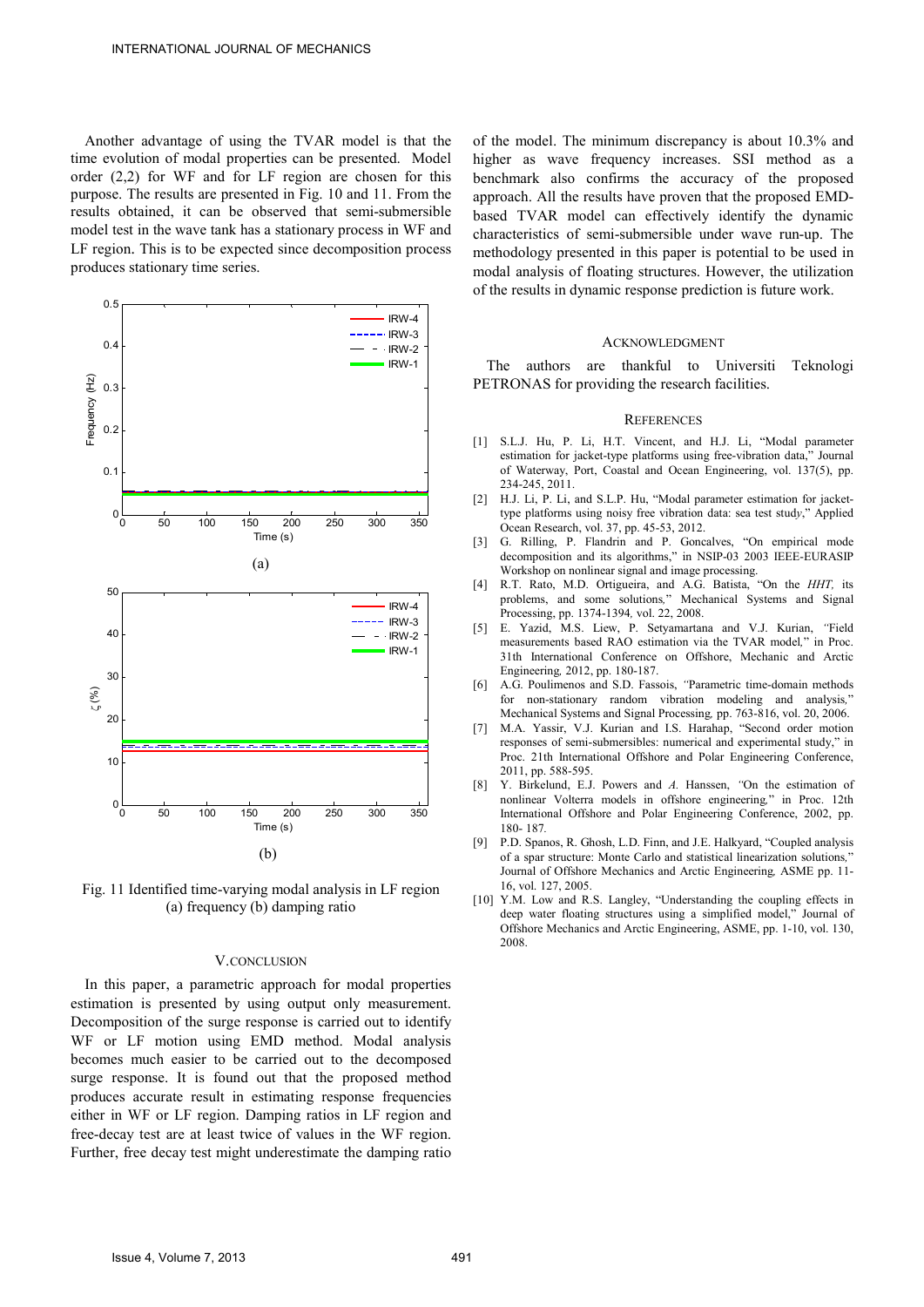Another advantage of using the TVAR model is that the time evolution of modal properties can be presented. Model order (2,2) for WF and for LF region are chosen for this purpose. The results are presented in Fig. 10 and 11. From the results obtained, it can be observed that semi-submersible model test in the wave tank has a stationary process in WF and LF region. This is to be expected since decomposition process produces stationary time series.

0.5
0.4
0.3
0.2
0.1
0
Frequency (Hz)
0 50 100 150 200 250 300 350
Time (s)
IRW-4
IRW-3
IRW-2
IRW-1

(a)

50
40
30
20
10
0
ζ (%)
0 50 100 150 200 250 300 350
Time (s)
IRW-4
IRW-3
IRW-2
IRW-1

(b)

Fig. 11 Identified time-varying modal analysis in LF region (a) frequency (b) damping ratio

## V. Conclusion

In this paper, a parametric approach for modal properties estimation is presented by using output only measurement. Decomposition of the surge response is carried out to identify WF or LF motion using EMD method. Modal analysis becomes much easier to be carried out to the decomposed surge response. It is found out that the proposed method produces accurate result in estimating response frequencies either in WF or LF region. Damping ratios in LF region and free-decay test are at least twice of values in the WF region. Further, free decay test might underestimate the damping ratio of the model. The minimum discrepancy is about 10.3% and higher as wave frequency increases. SSI method as a benchmark also confirms the accuracy of the proposed approach. All the results have proven that the proposed EMD-based TVAR model can effectively identify the dynamic characteristics of semi-submersible under wave run-up. The methodology presented in this paper is potential to be used in modal analysis of floating structures. However, the utilization of the results in dynamic response prediction is future work.

## Acknowledgment

The authors are thankful to Universiti Teknologi PETRONAS for providing the research facilities.

## References

[1] S.L.J. Hu, P. Li, H.T. Vincent, and H.J. Li, "Modal parameter estimation for jacket-type platforms using free-vibration data," Journal of Waterway, Port, Coastal and Ocean Engineering, vol. 137(5), pp. 234-245, 2011.

[2] H.J. Li, P. Li, and S.L.P. Hu, "Modal parameter estimation for jacket-type platforms using noisy free vibration data: sea test study," Applied Ocean Research, vol. 37, pp. 45-53, 2012.

[3] G. Rilling, P. Flandrin and P. Goncalves, "On empirical mode decomposition and its algorithms," in NSIP-03 2003 IEEE-EURASIP Workshop on nonlinear signal and image processing.

[4] R.T. Rato, M.D. Ortigueira, and A.G. Batista, "On the *HHT,* its problems, and some solutions," Mechanical Systems and Signal Processing, pp. 1374-1394, vol. 22, 2008.

[5] E. Yazid, M.S. Liew, P. Setyamartana and V.J. Kurian, "Field measurements based RAO estimation via the TVAR model," in Proc. 31th International Conference on Offshore, Mechanic and Arctic Engineering, 2012, pp. 180-187.

[6] A.G. Poulimenos and S.D. Fassois, "Parametric time-domain methods for non-stationary random vibration modeling and analysis," Mechanical Systems and Signal Processing, pp. 763-816, vol. 20, 2006.

[7] M.A. Yassir, V.J. Kurian and I.S. Harahap, "Second order motion responses of semi-submersibles: numerical and experimental study," in Proc. 21th International Offshore and Polar Engineering Conference, 2011, pp. 588-595.

[8] Y. Birkelund, E.J. Powers and A. Hanssen, "On the estimation of nonlinear Volterra models in offshore engineering," in Proc. 12th International Offshore and Polar Engineering Conference, 2002, pp. 180- 187.

[9] P.D. Spanos, R. Ghosh, L.D. Finn, and J.E. Halkyard, "Coupled analysis of a spar structure: Monte Carlo and statistical linearization solutions," Journal of Offshore Mechanics and Arctic Engineering, ASME pp. 11-16, vol. 127, 2005.

[10] Y.M. Low and R.S. Langley, "Understanding the coupling effects in deep water floating structures using a simplified model," Journal of Offshore Mechanics and Arctic Engineering, ASME, pp. 1-10, vol. 130, 2008.